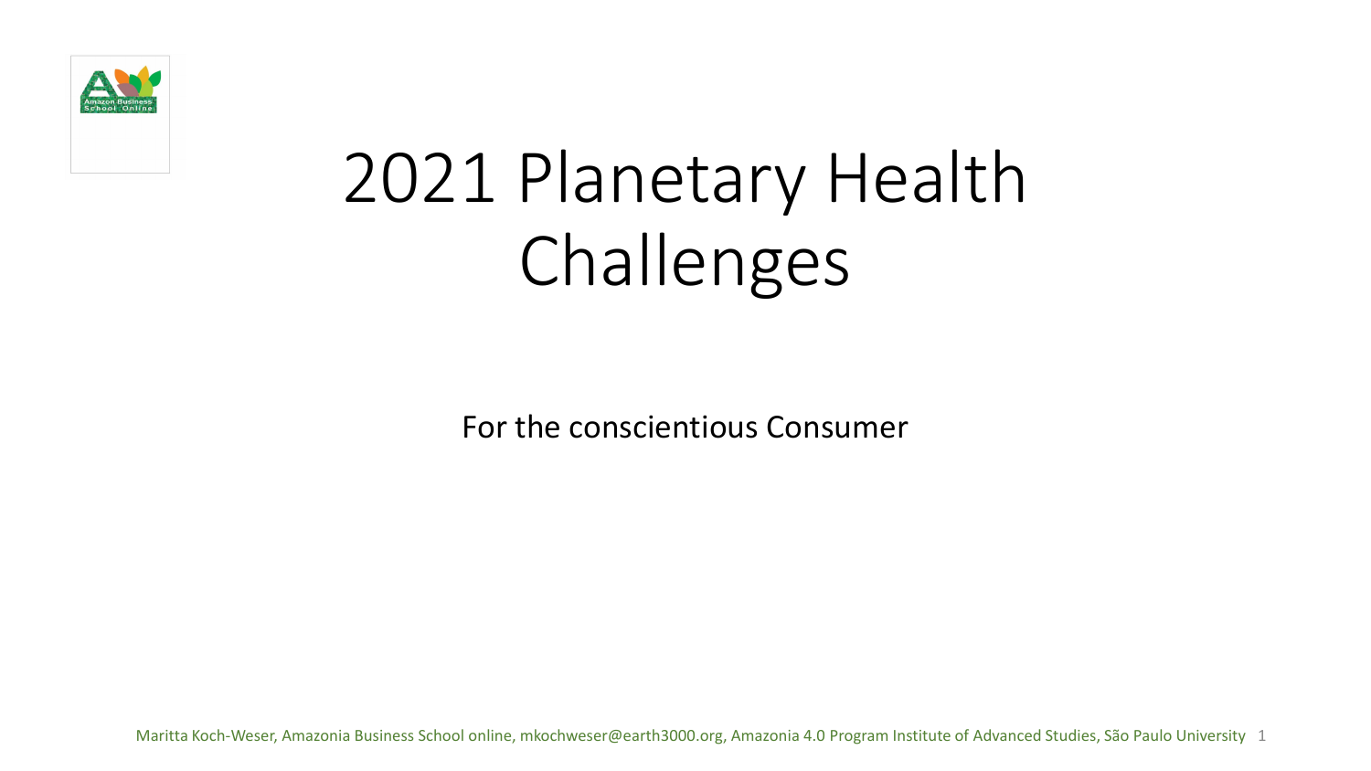# 2021 Planetary Health Challenges

For the conscientious Consumer

Maritta Koch-Weser, Amazonia Business School online, mkochweser@earth3000.org, Amazonia 4.0 Program Institute of Advanced Studies, São Paulo University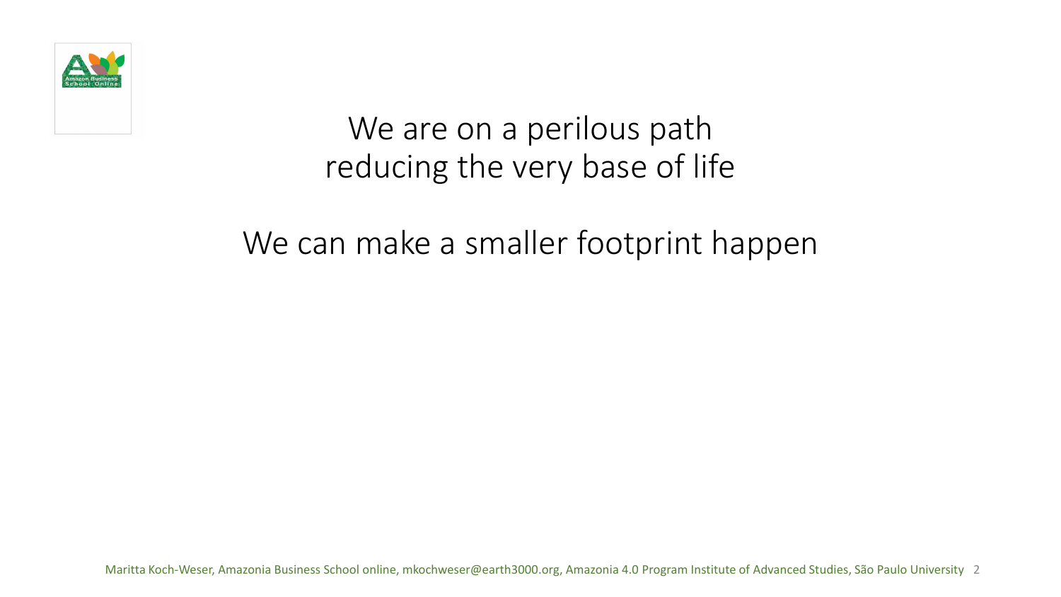We are on a perilous path
reducing the very base of life

We can make a smaller footprint happen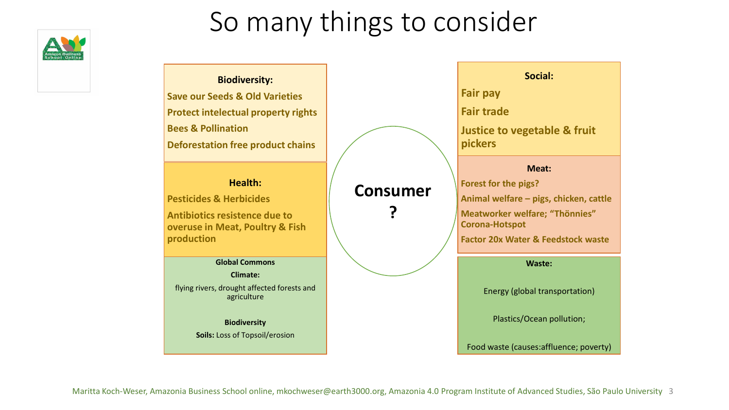# So many things to consider

**Biodiversity:**

**Save our Seeds & Old Varieties**

**Protect intelectual property rights**

**Bees & Pollination**

**Deforestation free product chains**

**Health:**

**Pesticides & Herbicides**

**Antibiotics resistence due to overuse in Meat, Poultry & Fish production**

**Global Commons**

**Climate:**

flying rivers, drought affected forests and agriculture

**Biodiversity**

**Soils:** Loss of Topsoil/erosion

**Consumer ?**

**Social:**

**Fair pay**

**Fair trade**

**Justice to vegetable & fruit pickers**

**Meat:**

**Forest for the pigs?**

**Animal welfare – pigs, chicken, cattle**

**Meatworker welfare; "Thönnies" Corona-Hotspot**

**Factor 20x Water & Feedstock waste**

**Waste:**

Energy (global transportation)

Plastics/Ocean pollution;

Food waste (causes:affluence; poverty)

Maritta Koch-Weser, Amazonia Business School online, mkochweser@earth3000.org, Amazonia 4.0 Program Institute of Advanced Studies, São Paulo University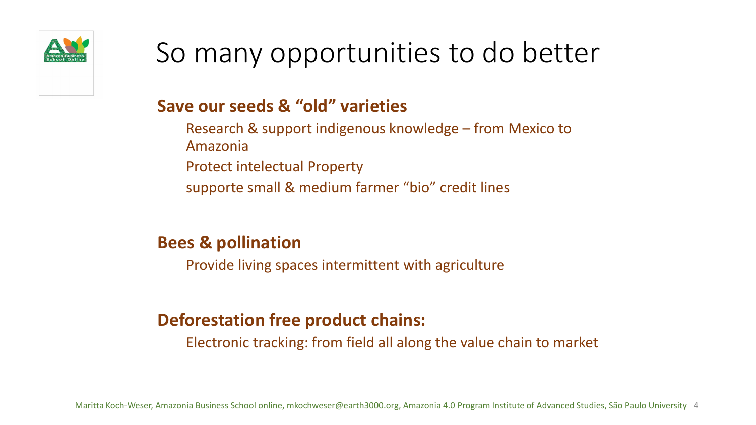# So many opportunities to do better

**Save our seeds & "old" varieties**

- Research & support indigenous knowledge – from Mexico to Amazonia
- Protect intelectual Property
- supporte small & medium farmer "bio" credit lines

**Bees & pollination**

- Provide living spaces intermittent with agriculture

**Deforestation free product chains:**

- Electronic tracking: from field all along the value chain to market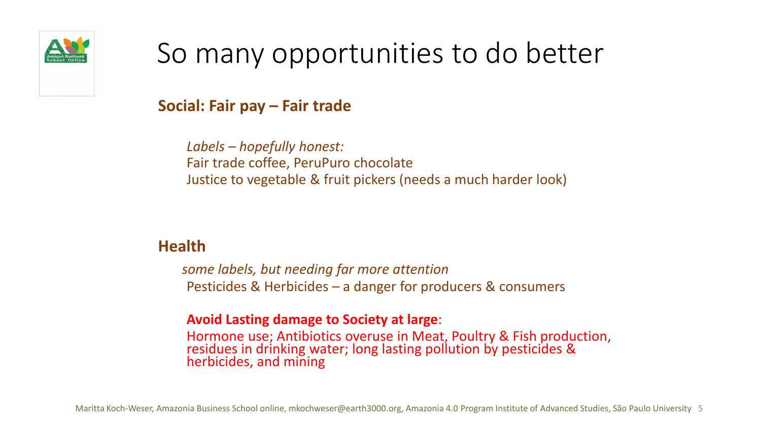# So many opportunities to do better

**Social: Fair pay – Fair trade**

*Labels – hopefully honest:*
Fair trade coffee, PeruPuro chocolate
Justice to vegetable & fruit pickers (needs a much harder look)

**Health**

*some labels, but needing far more attention*
Pesticides & Herbicides – a danger for producers & consumers

**Avoid Lasting damage to Society at large**:
Hormone use; Antibiotics overuse in Meat, Poultry & Fish production, residues in drinking water; long lasting pollution by pesticides & herbicides, and mining

Maritta Koch-Weser, Amazonia Business School online, mkochweser@earth3000.org, Amazonia 4.0 Program Institute of Advanced Studies, São Paulo University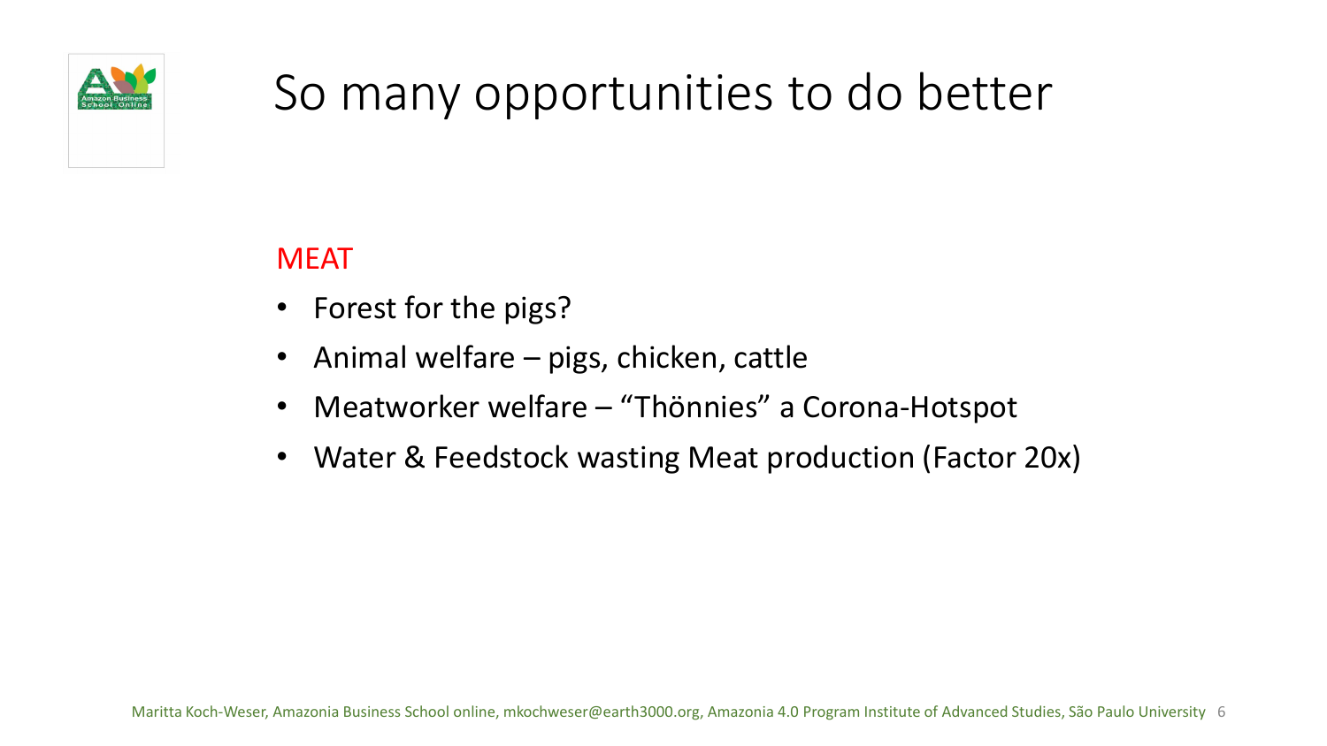# So many opportunities to do better

MEAT

- Forest for the pigs?
- Animal welfare – pigs, chicken, cattle
- Meatworker welfare – "Thönnies" a Corona-Hotspot
- Water & Feedstock wasting Meat production (Factor 20x)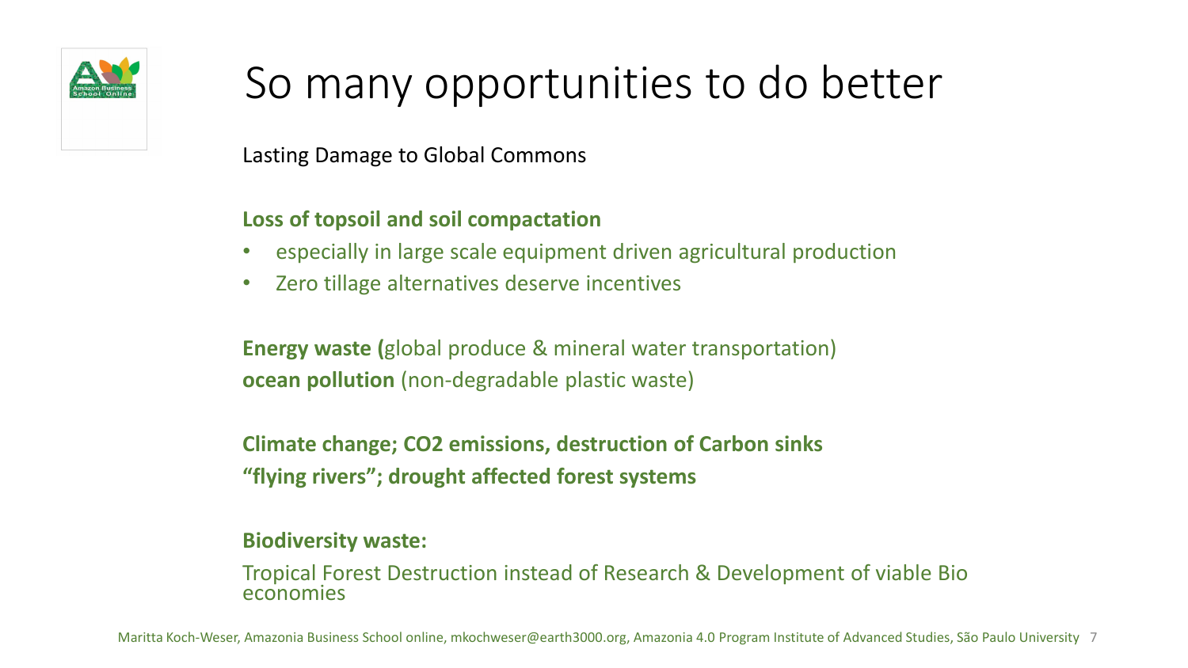# So many opportunities to do better

Lasting Damage to Global Commons

**Loss of topsoil and soil compactation**

- especially in large scale equipment driven agricultural production
- Zero tillage alternatives deserve incentives

**Energy waste (**global produce & mineral water transportation)
**ocean pollution** (non-degradable plastic waste)

**Climate change; $CO_2$ emissions, destruction of Carbon sinks**
**"flying rivers"; drought affected forest systems**

**Biodiversity waste:**

Tropical Forest Destruction instead of Research & Development of viable Bio economies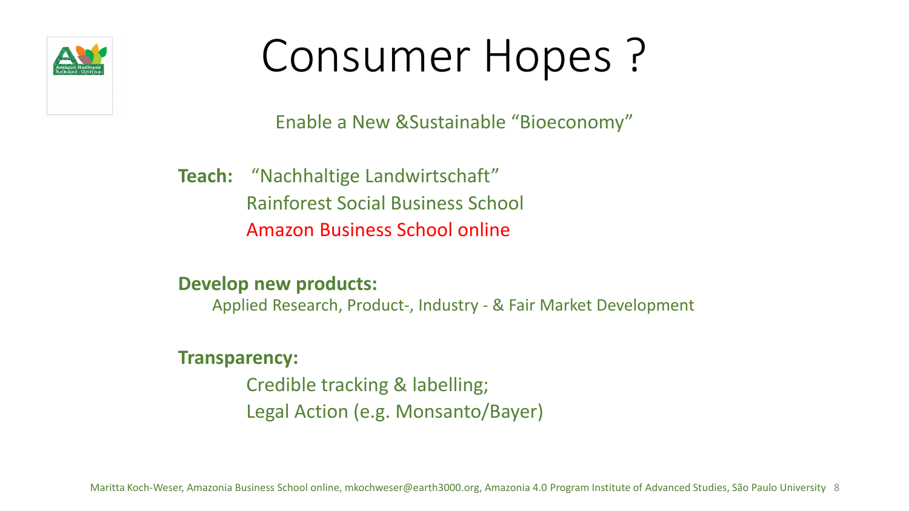# Consumer Hopes ?

Enable a New &Sustainable “Bioeconomy”

**Teach:** “Nachhaltige Landwirtschaft”
Rainforest Social Business School
Amazon Business School online

**Develop new products:**
Applied Research, Product-, Industry - & Fair Market Development

**Transparency:**
Credible tracking & labelling;
Legal Action (e.g. Monsanto/Bayer)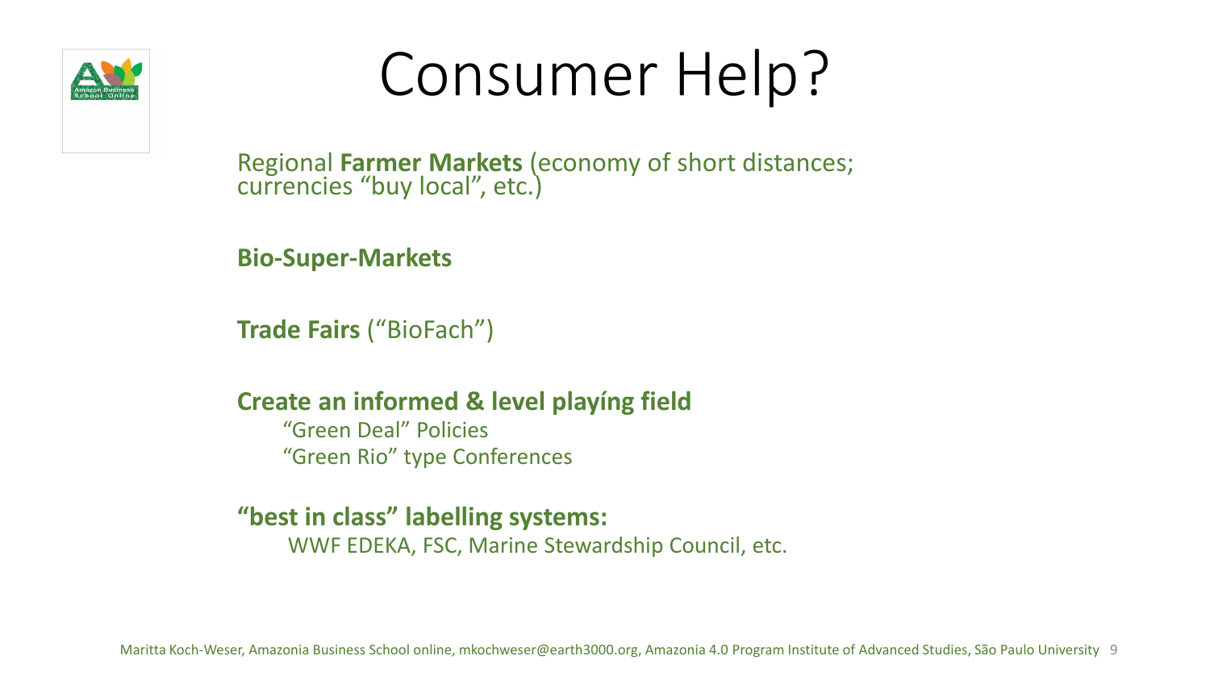# Consumer Help?

Regional **Farmer Markets** (economy of short distances; currencies "buy local", etc.)

**Bio-Super-Markets**

**Trade Fairs** ("BioFach")

**Create an informed & level playíng field**

- "Green Deal" Policies
- "Green Rio" type Conferences

**"best in class" labelling systems:**

- WWF EDEKA, FSC, Marine Stewardship Council, etc.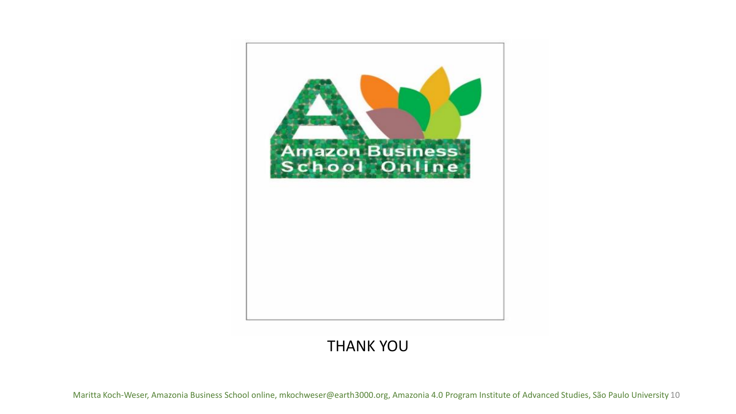Amazon Business School Online

THANK YOU

Maritta Koch-Weser, Amazonia Business School online, mkochweser@earth3000.org, Amazonia 4.0 Program Institute of Advanced Studies, São Paulo University